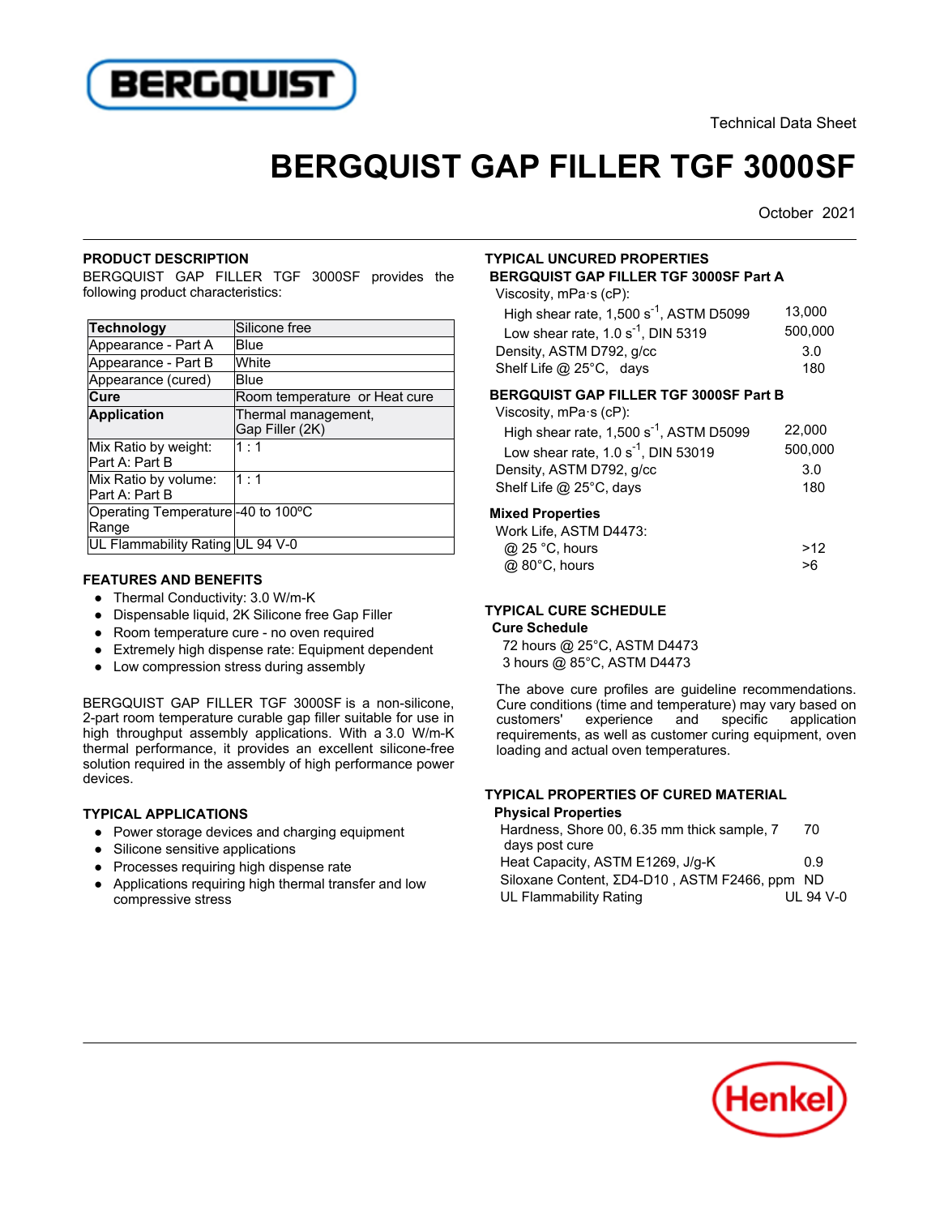Technical Data Sheet

# BERGQUIST GAP FILLER TGF 3000SF

October 2021

## PRODUCT DESCRIPTION

BERGQUIST GAP FILLER TGF 3000SF provides the following product characteristics:

| **Technology** | Silicone free |
|---|---|
| Appearance - Part A | Blue |
| Appearance - Part B | White |
| Appearance (cured) | Blue |
| **Cure** | Room temperature or Heat cure |
| **Application** | Thermal management, Gap Filler (2K) |
| Mix Ratio by weight: Part A: Part B | 1 : 1 |
| Mix Ratio by volume: Part A: Part B | 1 : 1 |
| Operating Temperature Range | -40 to 100ºC |
| UL Flammability Rating | UL 94 V-0 |

## FEATURES AND BENEFITS

- Thermal Conductivity: 3.0 W/m-K
- Dispensable liquid, 2K Silicone free Gap Filler
- Room temperature cure - no oven required
- Extremely high dispense rate: Equipment dependent
- Low compression stress during assembly

BERGQUIST GAP FILLER TGF 3000SF is a non-silicone, 2-part room temperature curable gap filler suitable for use in high throughput assembly applications. With a 3.0 W/m-K thermal performance, it provides an excellent silicone-free solution required in the assembly of high performance power devices.

## TYPICAL APPLICATIONS

- Power storage devices and charging equipment
- Silicone sensitive applications
- Processes requiring high dispense rate
- Applications requiring high thermal transfer and low compressive stress

## TYPICAL UNCURED PROPERTIES

### BERGQUIST GAP FILLER TGF 3000SF Part A

| Property | Value |
|---|---|
| Viscosity, mPa·s (cP): | |
| High shear rate, 1,500 $s^{-1}$, ASTM D5099 | 13,000 |
| Low shear rate, 1.0 $s^{-1}$, DIN 5319 | 500,000 |
| Density, ASTM D792, g/cc | 3.0 |
| Shelf Life @ 25°C, days | 180 |

### BERGQUIST GAP FILLER TGF 3000SF Part B

| Property | Value |
|---|---|
| Viscosity, mPa·s (cP): | |
| High shear rate, 1,500 $s^{-1}$, ASTM D5099 | 22,000 |
| Low shear rate, 1.0 $s^{-1}$, DIN 53019 | 500,000 |
| Density, ASTM D792, g/cc | 3.0 |
| Shelf Life @ 25°C, days | 180 |

### Mixed Properties

| Property | Value |
|---|---|
| Work Life, ASTM D4473: | |
| @ 25 °C, hours | >12 |
| @ 80°C, hours | >6 |

## TYPICAL CURE SCHEDULE

### Cure Schedule

72 hours @ 25°C, ASTM D4473

3 hours @ 85°C, ASTM D4473

The above cure profiles are guideline recommendations. Cure conditions (time and temperature) may vary based on customers' experience and specific application requirements, as well as customer curing equipment, oven loading and actual oven temperatures.

## TYPICAL PROPERTIES OF CURED MATERIAL

### Physical Properties

| Property | Value |
|---|---|
| Hardness, Shore 00, 6.35 mm thick sample, 7 days post cure | 70 |
| Heat Capacity, ASTM E1269, J/g-K | 0.9 |
| Siloxane Content, ΣD4-D10 , ASTM F2466, ppm | ND |
| UL Flammability Rating | UL 94 V-0 |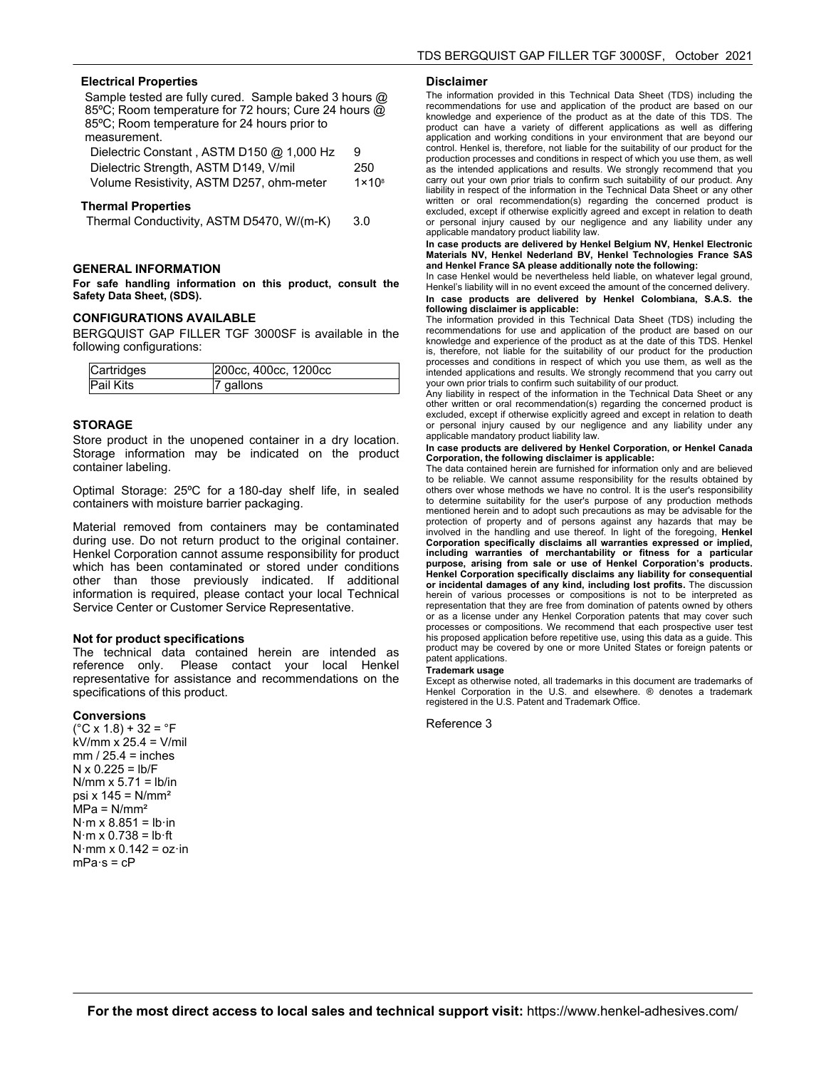### Electrical Properties

Sample tested are fully cured. Sample baked 3 hours @ 85ºC; Room temperature for 72 hours; Cure 24 hours @ 85ºC; Room temperature for 24 hours prior to measurement.

| | |
|---|---|
| Dielectric Constant , ASTM D150 @ 1,000 Hz | 9 |
| Dielectric Strength, ASTM D149, V/mil | 250 |
| Volume Resistivity, ASTM D257, ohm-meter | $1 \times 10^{8}$ |

### Thermal Properties

| | |
|---|---|
| Thermal Conductivity, ASTM D5470, W/(m-K) | 3.0 |

## GENERAL INFORMATION

**For safe handling information on this product, consult the Safety Data Sheet, (SDS).**

## CONFIGURATIONS AVAILABLE

BERGQUIST GAP FILLER TGF 3000SF is available in the following configurations:

| | |
|---|---|
| Cartridges | 200cc, 400cc, 1200cc |
| Pail Kits | 7 gallons |

## STORAGE

Store product in the unopened container in a dry location. Storage information may be indicated on the product container labeling.

Optimal Storage: 25ºC for a 180-day shelf life, in sealed containers with moisture barrier packaging.

Material removed from containers may be contaminated during use. Do not return product to the original container. Henkel Corporation cannot assume responsibility for product which has been contaminated or stored under conditions other than those previously indicated. If additional information is required, please contact your local Technical Service Center or Customer Service Representative.

### Not for product specifications

The technical data contained herein are intended as reference only. Please contact your local Henkel representative for assistance and recommendations on the specifications of this product.

### Conversions

(°C x 1.8) + 32 = °F
kV/mm x 25.4 = V/mil
mm / 25.4 = inches
N x 0.225 = lb/F
N/mm x 5.71 = lb/in
psi x 145 = N/mm²
MPa = N/mm²
N·m x 8.851 = lb·in
N·m x 0.738 = lb·ft
N·mm x 0.142 = oz·in
mPa·s = cP

### Disclaimer

The information provided in this Technical Data Sheet (TDS) including the recommendations for use and application of the product are based on our knowledge and experience of the product as at the date of this TDS. The product can have a variety of different applications as well as differing application and working conditions in your environment that are beyond our control. Henkel is, therefore, not liable for the suitability of our product for the production processes and conditions in respect of which you use them, as well as the intended applications and results. We strongly recommend that you carry out your own prior trials to confirm such suitability of our product. Any liability in respect of the information in the Technical Data Sheet or any other written or oral recommendation(s) regarding the concerned product is excluded, except if otherwise explicitly agreed and except in relation to death or personal injury caused by our negligence and any liability under any applicable mandatory product liability law.

**In case products are delivered by Henkel Belgium NV, Henkel Electronic Materials NV, Henkel Nederland BV, Henkel Technologies France SAS and Henkel France SA please additionally note the following:**

In case Henkel would be nevertheless held liable, on whatever legal ground, Henkel's liability will in no event exceed the amount of the concerned delivery.

**In case products are delivered by Henkel Colombiana, S.A.S. the following disclaimer is applicable:**

The information provided in this Technical Data Sheet (TDS) including the recommendations for use and application of the product are based on our knowledge and experience of the product as at the date of this TDS. Henkel is, therefore, not liable for the suitability of our product for the production processes and conditions in respect of which you use them, as well as the intended applications and results. We strongly recommend that you carry out your own prior trials to confirm such suitability of our product.

Any liability in respect of the information in the Technical Data Sheet or any other written or oral recommendation(s) regarding the concerned product is excluded, except if otherwise explicitly agreed and except in relation to death or personal injury caused by our negligence and any liability under any applicable mandatory product liability law.

**In case products are delivered by Henkel Corporation, or Henkel Canada Corporation, the following disclaimer is applicable:**

The data contained herein are furnished for information only and are believed to be reliable. We cannot assume responsibility for the results obtained by others over whose methods we have no control. It is the user's responsibility to determine suitability for the user's purpose of any production methods mentioned herein and to adopt such precautions as may be advisable for the protection of property and of persons against any hazards that may be involved in the handling and use thereof. In light of the foregoing, **Henkel Corporation specifically disclaims all warranties expressed or implied, including warranties of merchantability or fitness for a particular purpose, arising from sale or use of Henkel Corporation's products. Henkel Corporation specifically disclaims any liability for consequential or incidental damages of any kind, including lost profits.** The discussion herein of various processes or compositions is not to be interpreted as representation that they are free from domination of patents owned by others or as a license under any Henkel Corporation patents that may cover such processes or compositions. We recommend that each prospective user test his proposed application before repetitive use, using this data as a guide. This product may be covered by one or more United States or foreign patents or patent applications.

**Trademark usage**

Except as otherwise noted, all trademarks in this document are trademarks of Henkel Corporation in the U.S. and elsewhere. ® denotes a trademark registered in the U.S. Patent and Trademark Office.

Reference 3

**For the most direct access to local sales and technical support visit:** https://www.henkel-adhesives.com/